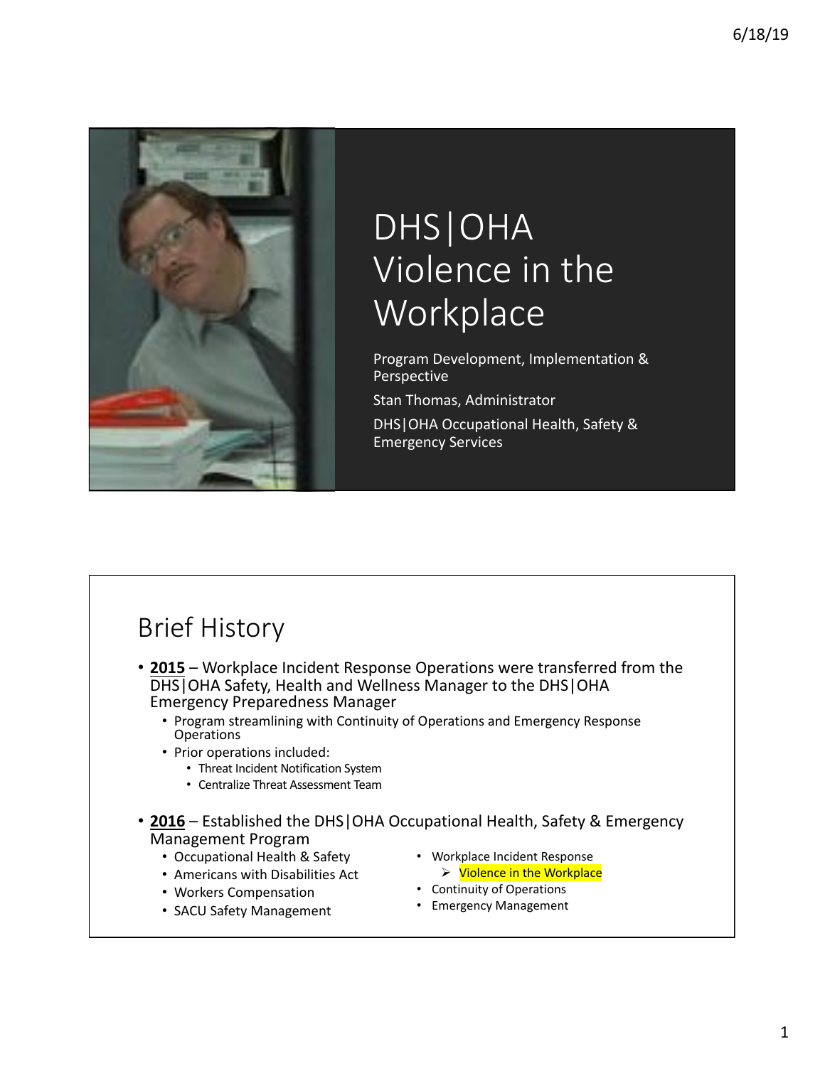# DHS|OHA Violence in the Workplace

Program Development, Implementation & Perspective

Stan Thomas, Administrator

DHS|OHA Occupational Health, Safety & Emergency Services

## Brief History

- **2015** – Workplace Incident Response Operations were transferred from the DHS|OHA Safety, Health and Wellness Manager to the DHS|OHA Emergency Preparedness Manager
  - Program streamlining with Continuity of Operations and Emergency Response Operations
  - Prior operations included:
    - Threat Incident Notification System
    - Centralize Threat Assessment Team
- **2016** – Established the DHS|OHA Occupational Health, Safety & Emergency Management Program
  - Occupational Health & Safety
  - Americans with Disabilities Act
  - Workers Compensation
  - SACU Safety Management
  - Workplace Incident Response
    - Violence in the Workplace
  - Continuity of Operations
  - Emergency Management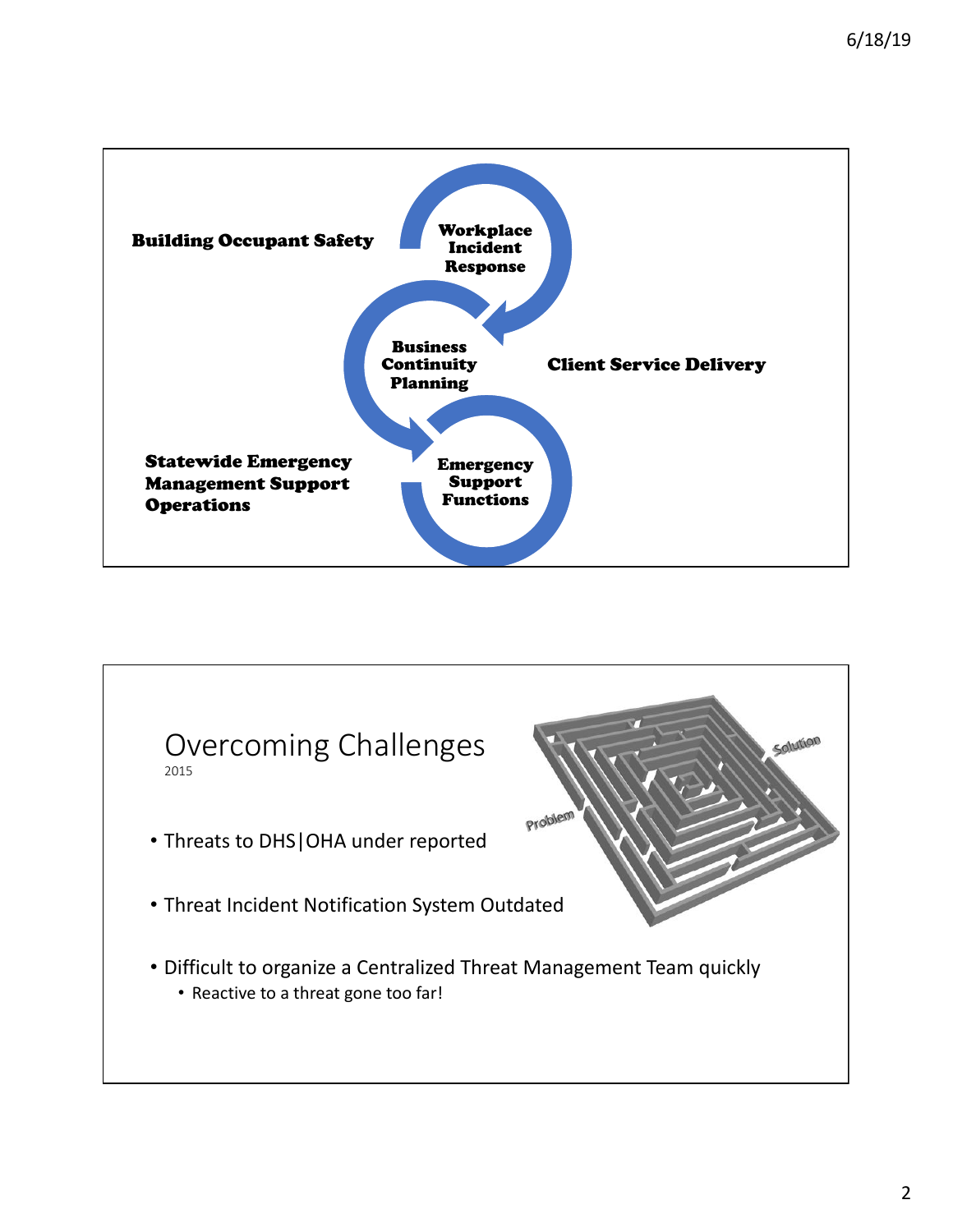**Building Occupant Safety**

**Workplace Incident Response**

**Business Continuity Planning**

**Client Service Delivery**

**Statewide Emergency Management Support Operations**

**Emergency Support Functions**

## Overcoming Challenges

2015

- Threats to DHS|OHA under reported
- Threat Incident Notification System Outdated
- Difficult to organize a Centralized Threat Management Team quickly
  - Reactive to a threat gone too far!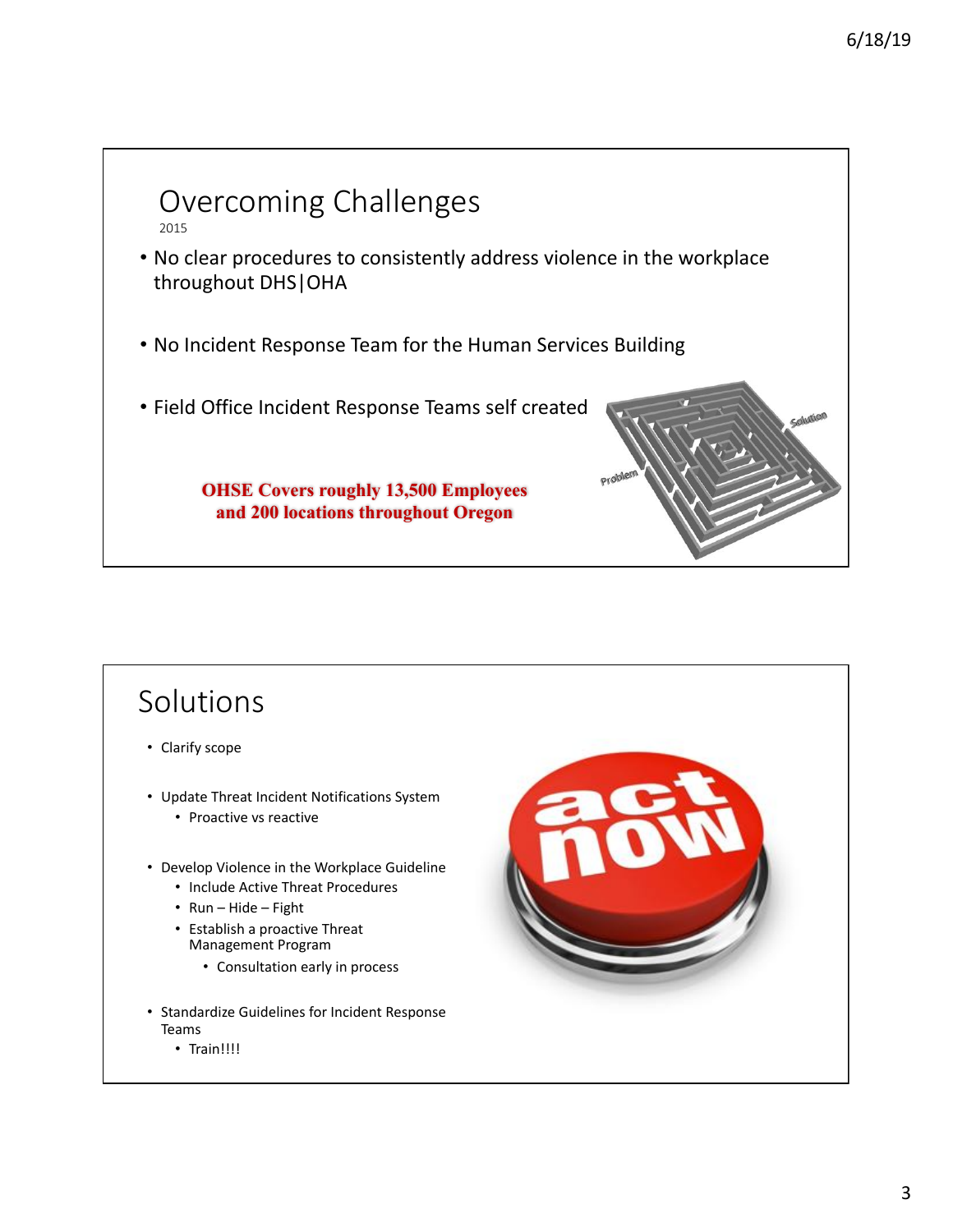## Overcoming Challenges

2015

- No clear procedures to consistently address violence in the workplace throughout DHS|OHA
- No Incident Response Team for the Human Services Building
- Field Office Incident Response Teams self created

**OHSE Covers roughly 13,500 Employees and 200 locations throughout Oregon**

## Solutions

- Clarify scope
- Update Threat Incident Notifications System
  - Proactive vs reactive
- Develop Violence in the Workplace Guideline
  - Include Active Threat Procedures
  - Run – Hide – Fight
  - Establish a proactive Threat Management Program
    - Consultation early in process
- Standardize Guidelines for Incident Response Teams
  - Train!!!!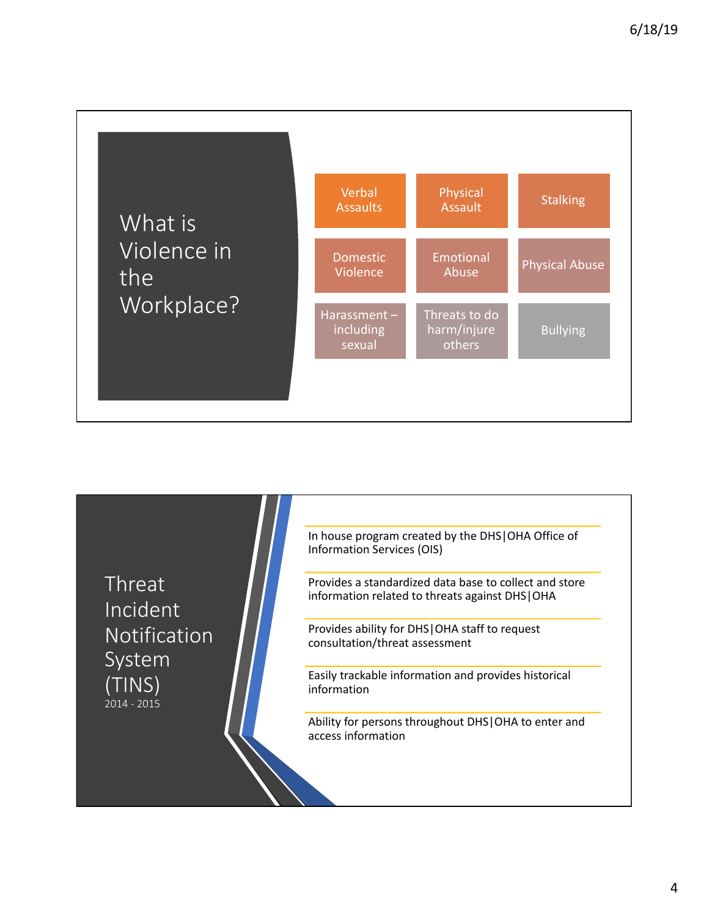## What is Violence in the Workplace?

- Verbal Assaults
- Physical Assault
- Stalking
- Domestic Violence
- Emotional Abuse
- Physical Abuse
- Harassment – including sexual
- Threats to do harm/injure others
- Bullying

## Threat Incident Notification System (TINS)

2014 - 2015

- In house program created by the DHS|OHA Office of Information Services (OIS)
- Provides a standardized data base to collect and store information related to threats against DHS|OHA
- Provides ability for DHS|OHA staff to request consultation/threat assessment
- Easily trackable information and provides historical information
- Ability for persons throughout DHS|OHA to enter and access information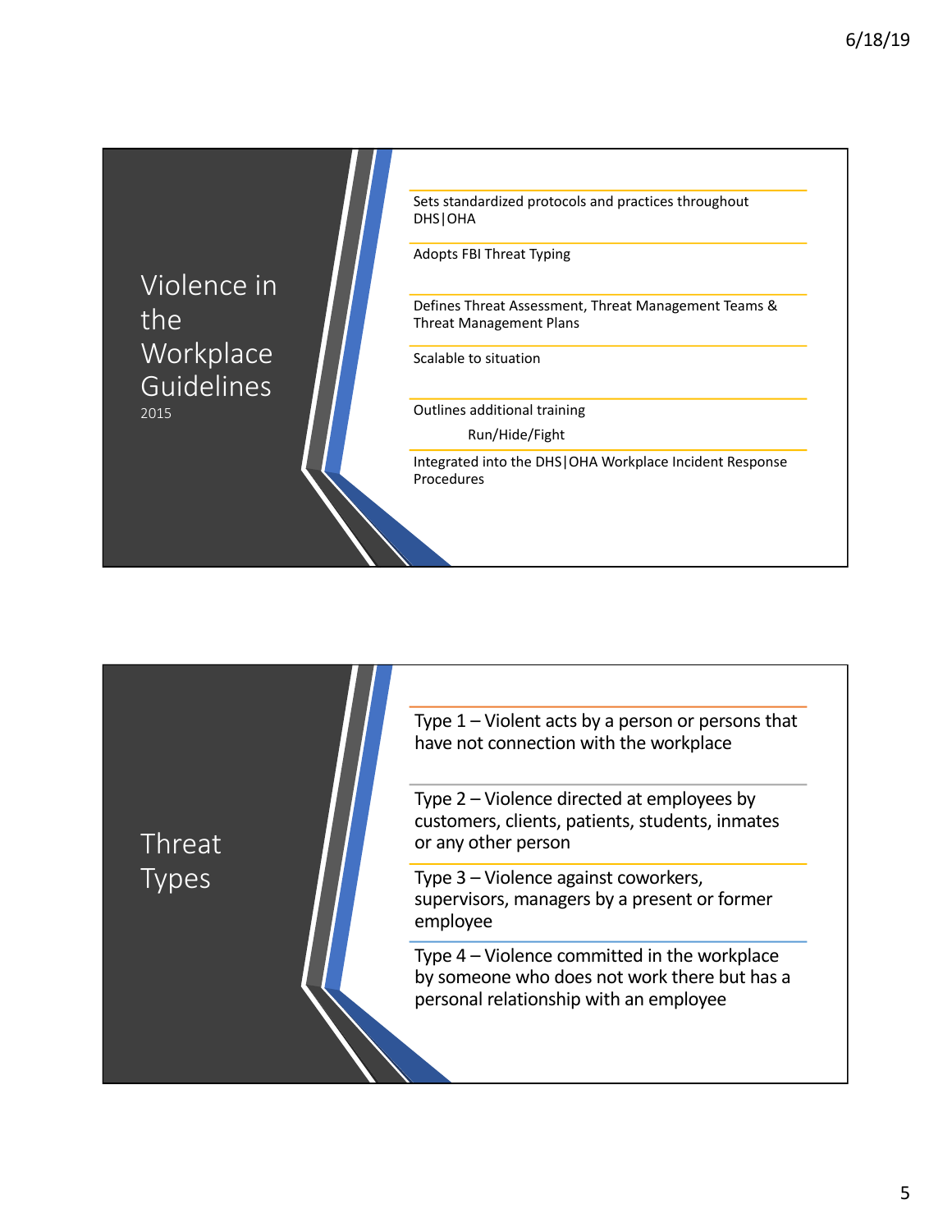## Violence in the Workplace Guidelines

2015

- Sets standardized protocols and practices throughout DHS|OHA
- Adopts FBI Threat Typing
- Defines Threat Assessment, Threat Management Teams & Threat Management Plans
- Scalable to situation
- Outlines additional training
  - Run/Hide/Fight
- Integrated into the DHS|OHA Workplace Incident Response Procedures

## Threat Types

- Type 1 – Violent acts by a person or persons that have not connection with the workplace
- Type 2 – Violence directed at employees by customers, clients, patients, students, inmates or any other person
- Type 3 – Violence against coworkers, supervisors, managers by a present or former employee
- Type 4 – Violence committed in the workplace by someone who does not work there but has a personal relationship with an employee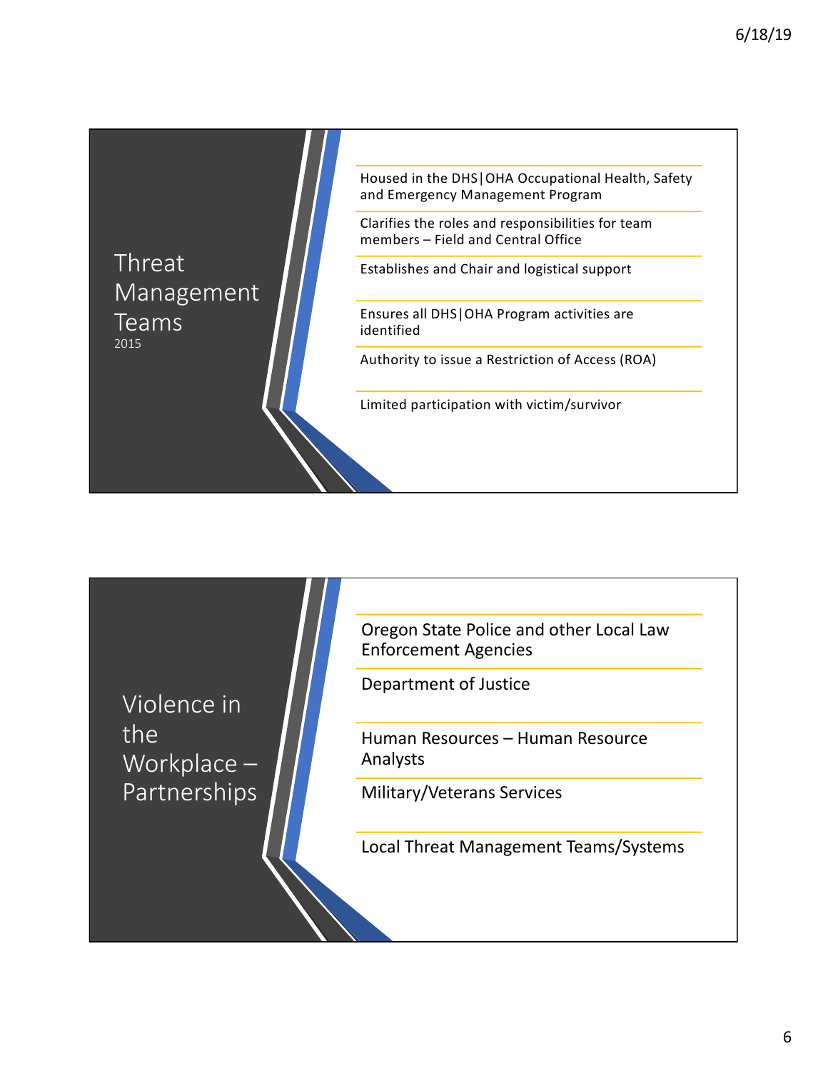## Threat Management Teams
2015

- Housed in the DHS|OHA Occupational Health, Safety and Emergency Management Program
- Clarifies the roles and responsibilities for team members – Field and Central Office
- Establishes and Chair and logistical support
- Ensures all DHS|OHA Program activities are identified
- Authority to issue a Restriction of Access (ROA)
- Limited participation with victim/survivor

## Violence in the Workplace – Partnerships

- Oregon State Police and other Local Law Enforcement Agencies
- Department of Justice
- Human Resources – Human Resource Analysts
- Military/Veterans Services
- Local Threat Management Teams/Systems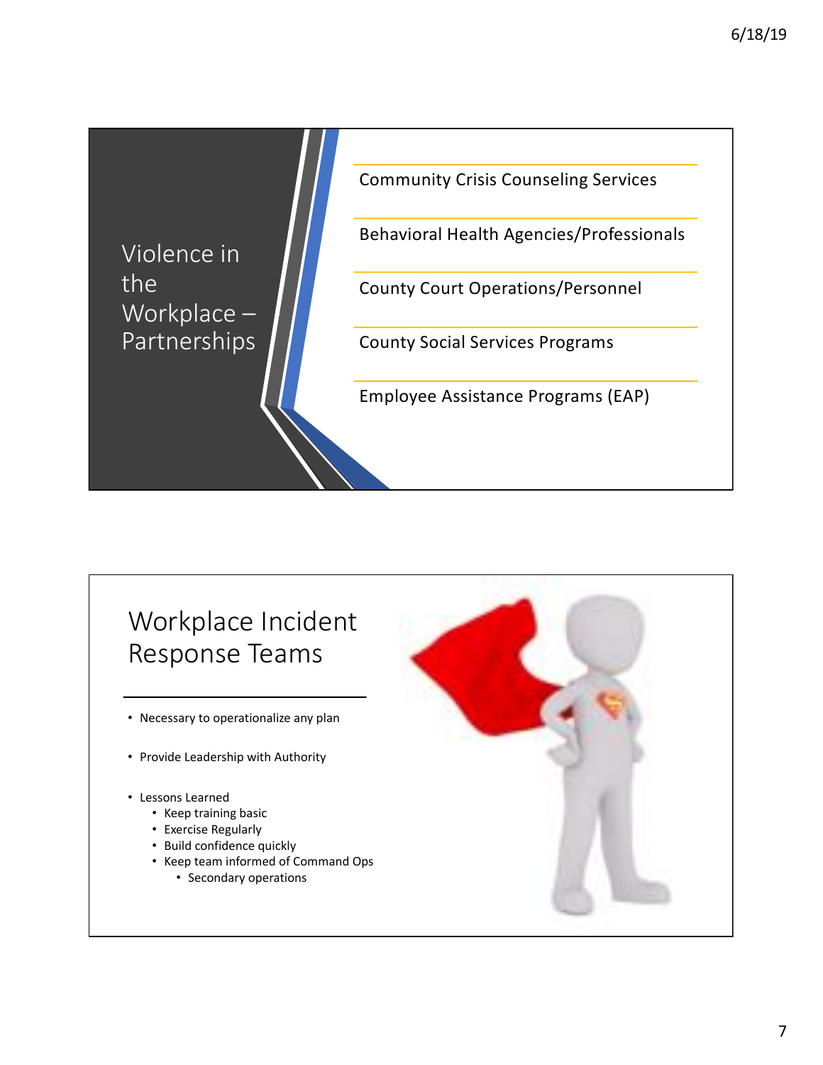## Violence in the Workplace – Partnerships

- Community Crisis Counseling Services
- Behavioral Health Agencies/Professionals
- County Court Operations/Personnel
- County Social Services Programs
- Employee Assistance Programs (EAP)

## Workplace Incident Response Teams

- Necessary to operationalize any plan
- Provide Leadership with Authority
- Lessons Learned
  - Keep training basic
  - Exercise Regularly
  - Build confidence quickly
  - Keep team informed of Command Ops
    - Secondary operations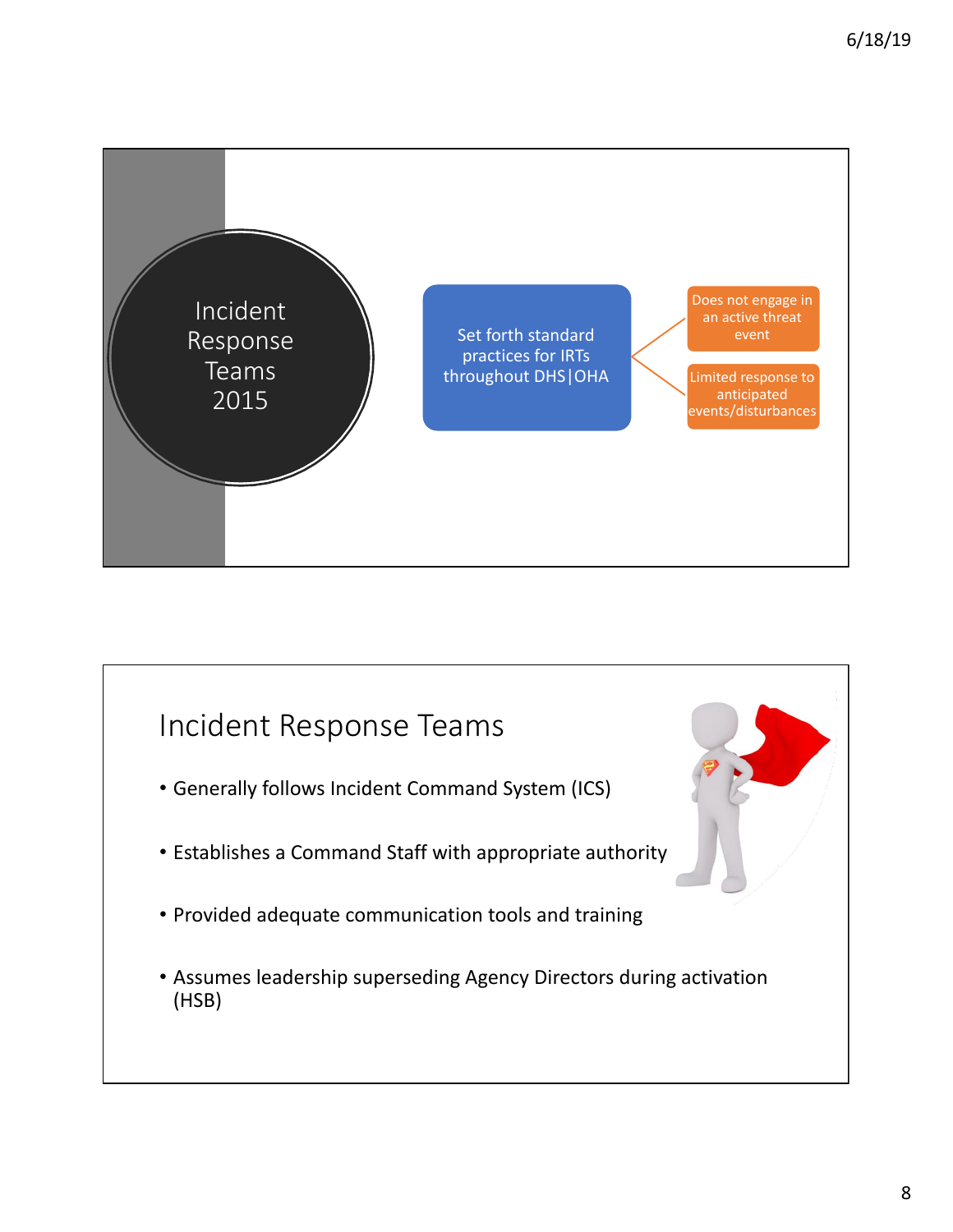## Incident Response Teams 2015

Set forth standard practices for IRTs throughout DHS|OHA

- Does not engage in an active threat event
- Limited response to anticipated events/disturbances

## Incident Response Teams

- Generally follows Incident Command System (ICS)
- Establishes a Command Staff with appropriate authority
- Provided adequate communication tools and training
- Assumes leadership superseding Agency Directors during activation (HSB)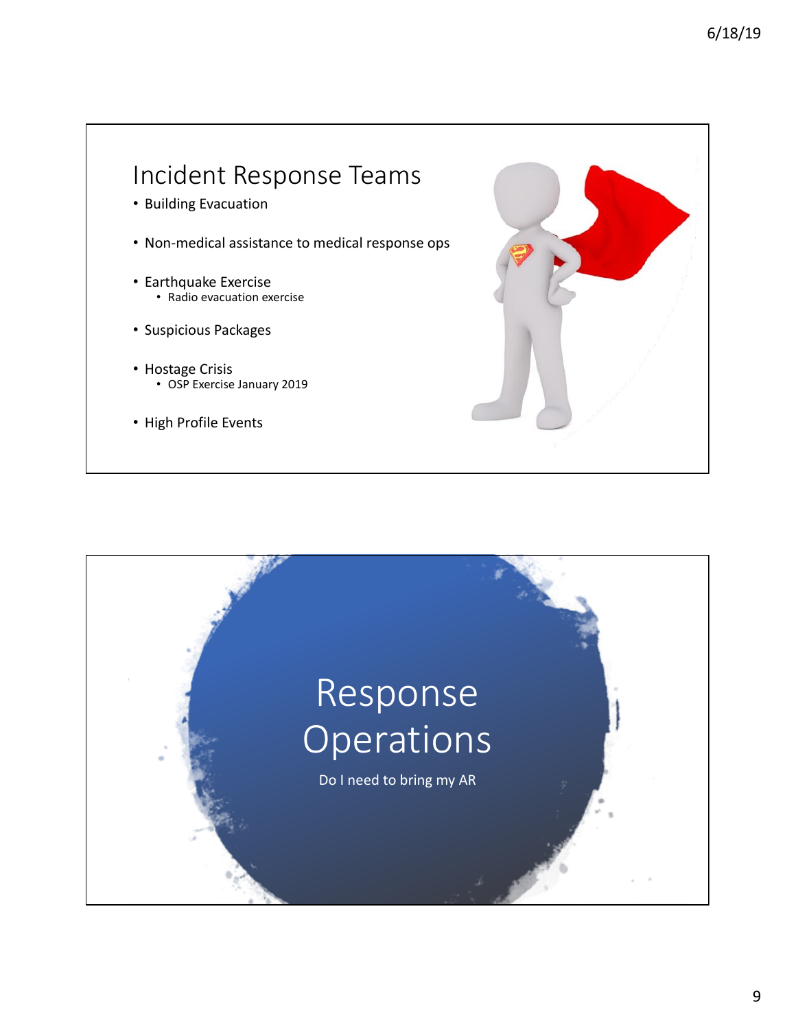## Incident Response Teams

- Building Evacuation
- Non-medical assistance to medical response ops
- Earthquake Exercise
  - Radio evacuation exercise
- Suspicious Packages
- Hostage Crisis
  - OSP Exercise January 2019
- High Profile Events

## Response Operations

Do I need to bring my AR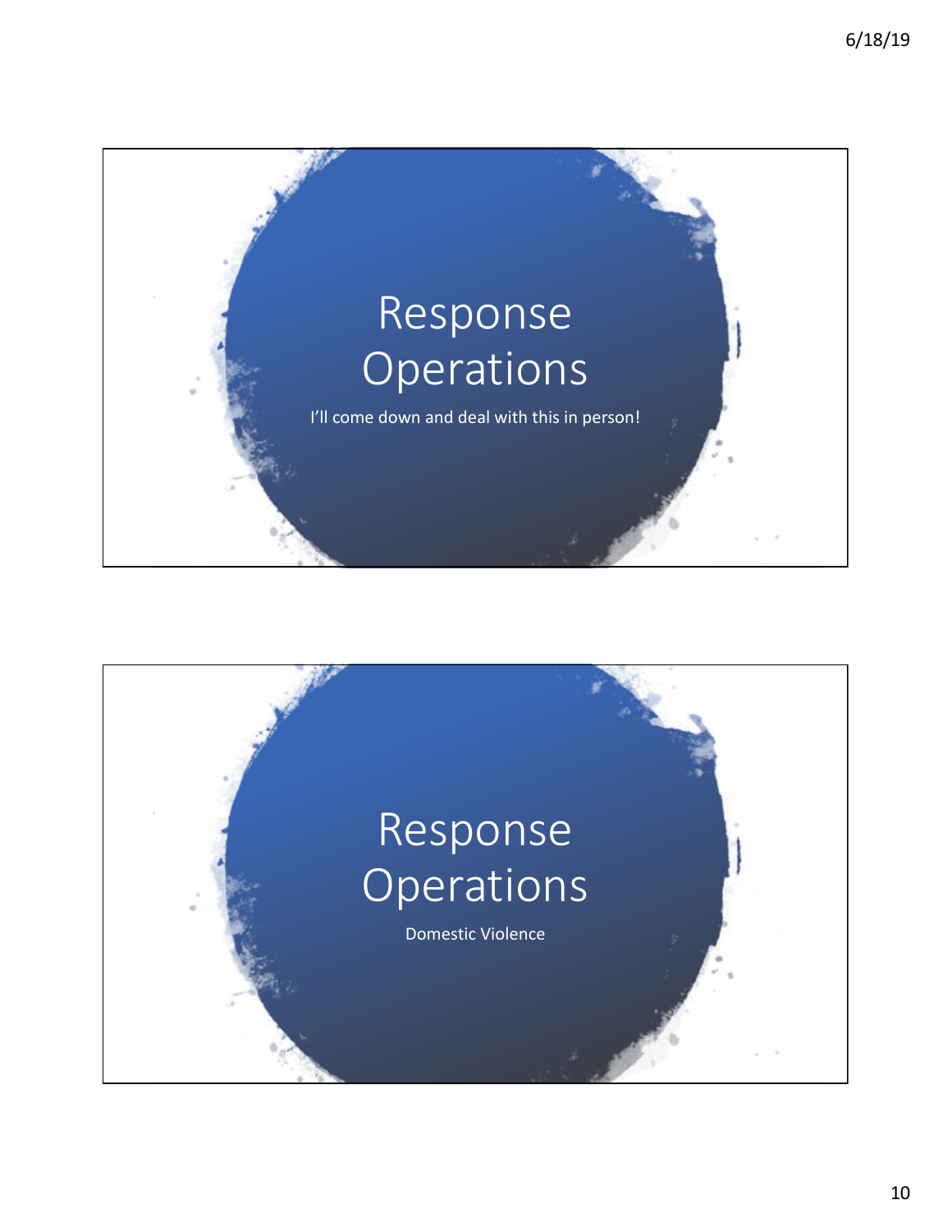# Response Operations

I'll come down and deal with this in person!

# Response Operations

Domestic Violence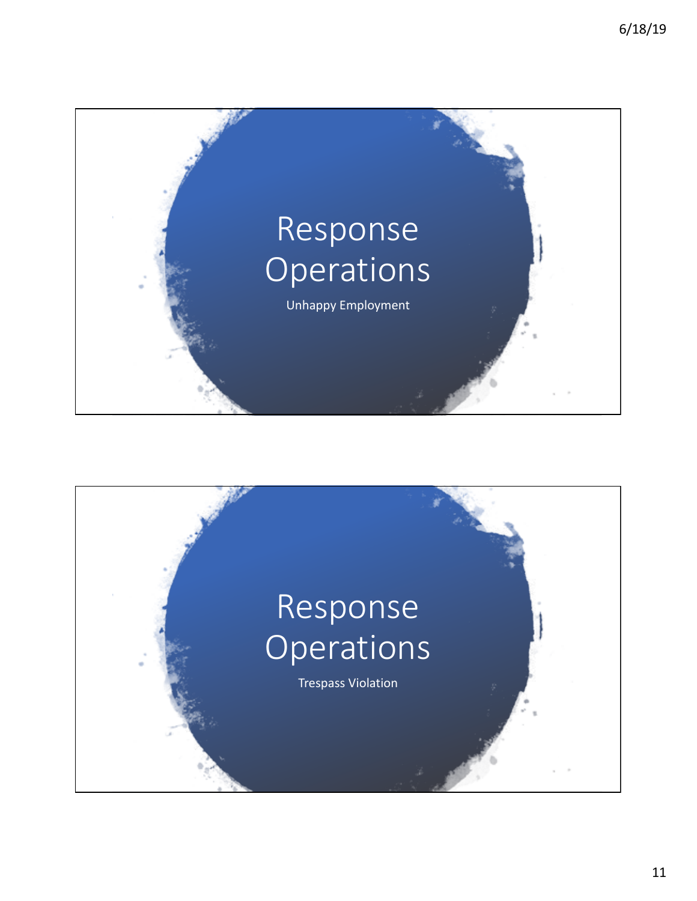# Response Operations

Unhappy Employment

# Response Operations

Trespass Violation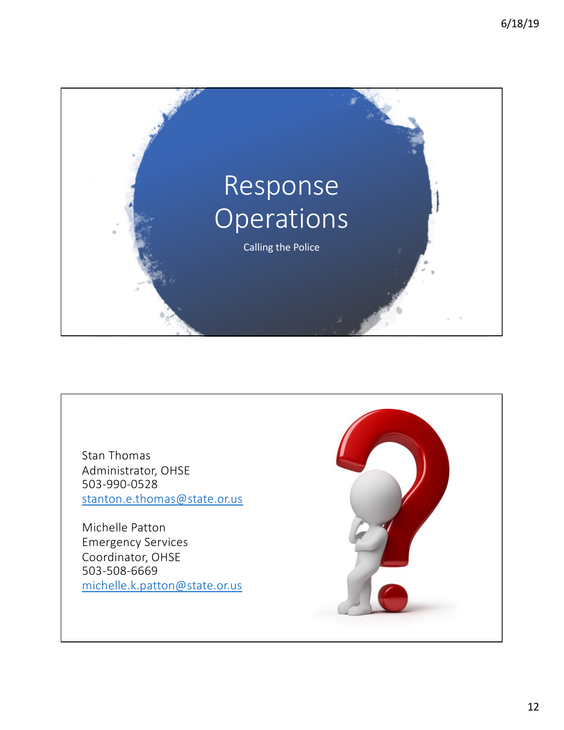# Response Operations

Calling the Police

Stan Thomas
Administrator, OHSE
503-990-0528
stanton.e.thomas@state.or.us

Michelle Patton
Emergency Services Coordinator, OHSE
503-508-6669
michelle.k.patton@state.or.us